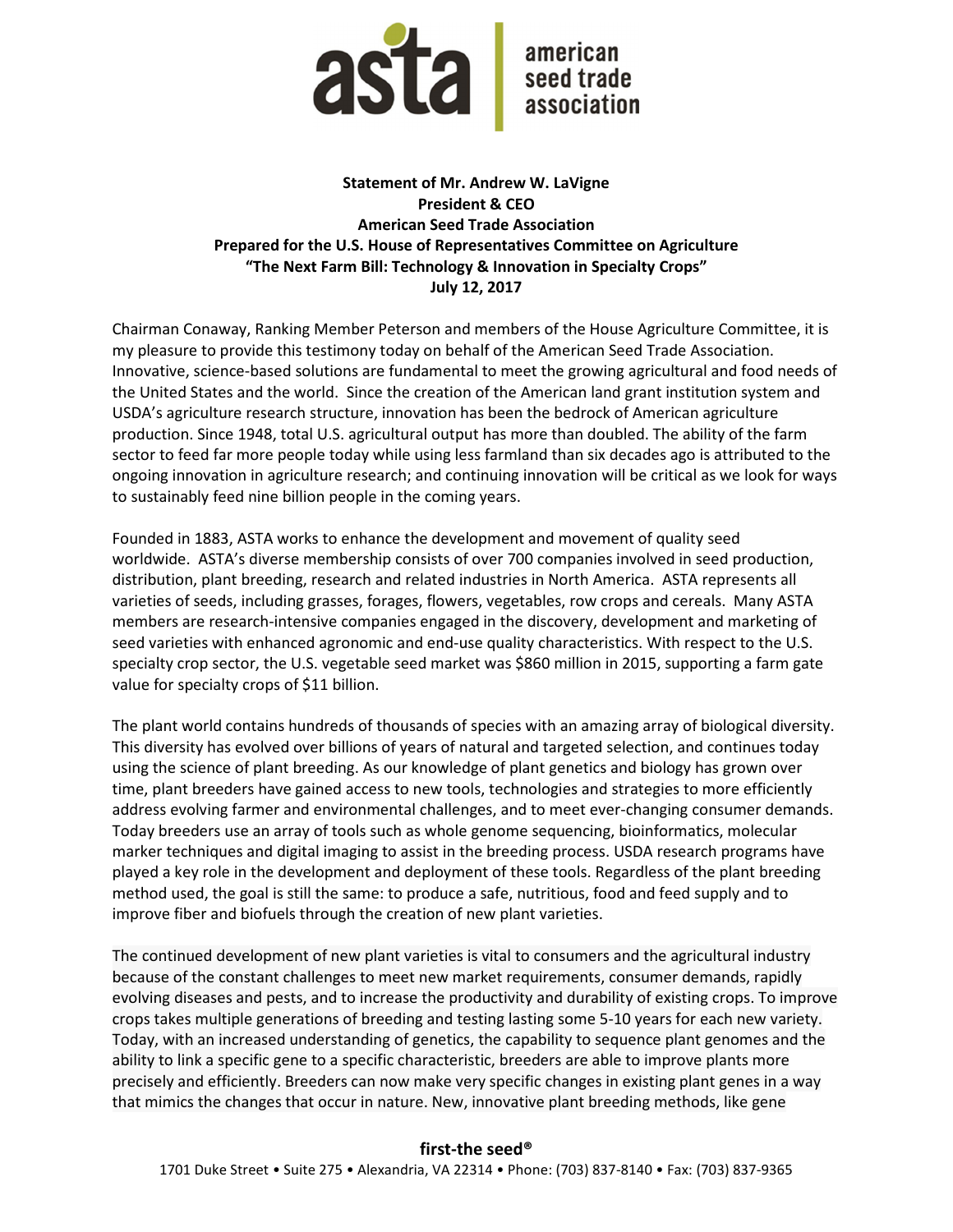**asta | american seed trade association**

**Statement of Mr. Andrew W. LaVigne**
**President & CEO**
**American Seed Trade Association**
**Prepared for the U.S. House of Representatives Committee on Agriculture**
**"The Next Farm Bill: Technology & Innovation in Specialty Crops"**
**July 12, 2017**

Chairman Conaway, Ranking Member Peterson and members of the House Agriculture Committee, it is my pleasure to provide this testimony today on behalf of the American Seed Trade Association. Innovative, science-based solutions are fundamental to meet the growing agricultural and food needs of the United States and the world. Since the creation of the American land grant institution system and USDA's agriculture research structure, innovation has been the bedrock of American agriculture production. Since 1948, total U.S. agricultural output has more than doubled. The ability of the farm sector to feed far more people today while using less farmland than six decades ago is attributed to the ongoing innovation in agriculture research; and continuing innovation will be critical as we look for ways to sustainably feed nine billion people in the coming years.

Founded in 1883, ASTA works to enhance the development and movement of quality seed worldwide. ASTA's diverse membership consists of over 700 companies involved in seed production, distribution, plant breeding, research and related industries in North America. ASTA represents all varieties of seeds, including grasses, forages, flowers, vegetables, row crops and cereals. Many ASTA members are research-intensive companies engaged in the discovery, development and marketing of seed varieties with enhanced agronomic and end-use quality characteristics. With respect to the U.S. specialty crop sector, the U.S. vegetable seed market was $860 million in 2015, supporting a farm gate value for specialty crops of $11 billion.

The plant world contains hundreds of thousands of species with an amazing array of biological diversity. This diversity has evolved over billions of years of natural and targeted selection, and continues today using the science of plant breeding. As our knowledge of plant genetics and biology has grown over time, plant breeders have gained access to new tools, technologies and strategies to more efficiently address evolving farmer and environmental challenges, and to meet ever-changing consumer demands. Today breeders use an array of tools such as whole genome sequencing, bioinformatics, molecular marker techniques and digital imaging to assist in the breeding process. USDA research programs have played a key role in the development and deployment of these tools. Regardless of the plant breeding method used, the goal is still the same: to produce a safe, nutritious, food and feed supply and to improve fiber and biofuels through the creation of new plant varieties.

The continued development of new plant varieties is vital to consumers and the agricultural industry because of the constant challenges to meet new market requirements, consumer demands, rapidly evolving diseases and pests, and to increase the productivity and durability of existing crops. To improve crops takes multiple generations of breeding and testing lasting some 5-10 years for each new variety. Today, with an increased understanding of genetics, the capability to sequence plant genomes and the ability to link a specific gene to a specific characteristic, breeders are able to improve plants more precisely and efficiently. Breeders can now make very specific changes in existing plant genes in a way that mimics the changes that occur in nature. New, innovative plant breeding methods, like gene

**first-the seed®**
1701 Duke Street • Suite 275 • Alexandria, VA 22314 • Phone: (703) 837-8140 • Fax: (703) 837-9365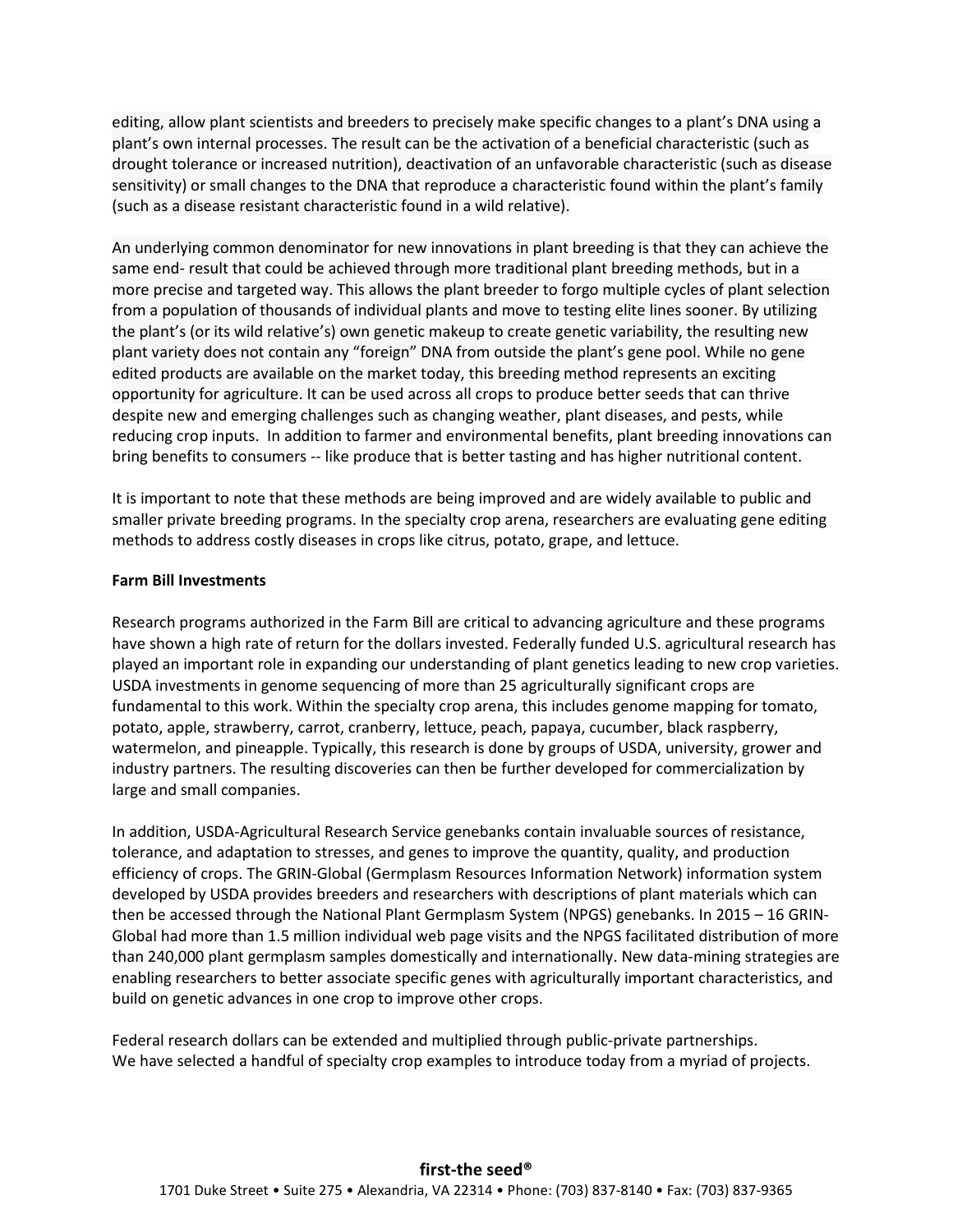editing, allow plant scientists and breeders to precisely make specific changes to a plant's DNA using a plant's own internal processes. The result can be the activation of a beneficial characteristic (such as drought tolerance or increased nutrition), deactivation of an unfavorable characteristic (such as disease sensitivity) or small changes to the DNA that reproduce a characteristic found within the plant's family (such as a disease resistant characteristic found in a wild relative).

An underlying common denominator for new innovations in plant breeding is that they can achieve the same end- result that could be achieved through more traditional plant breeding methods, but in a more precise and targeted way. This allows the plant breeder to forgo multiple cycles of plant selection from a population of thousands of individual plants and move to testing elite lines sooner. By utilizing the plant's (or its wild relative's) own genetic makeup to create genetic variability, the resulting new plant variety does not contain any "foreign" DNA from outside the plant's gene pool. While no gene edited products are available on the market today, this breeding method represents an exciting opportunity for agriculture. It can be used across all crops to produce better seeds that can thrive despite new and emerging challenges such as changing weather, plant diseases, and pests, while reducing crop inputs. In addition to farmer and environmental benefits, plant breeding innovations can bring benefits to consumers -- like produce that is better tasting and has higher nutritional content.

It is important to note that these methods are being improved and are widely available to public and smaller private breeding programs. In the specialty crop arena, researchers are evaluating gene editing methods to address costly diseases in crops like citrus, potato, grape, and lettuce.

**Farm Bill Investments**

Research programs authorized in the Farm Bill are critical to advancing agriculture and these programs have shown a high rate of return for the dollars invested. Federally funded U.S. agricultural research has played an important role in expanding our understanding of plant genetics leading to new crop varieties. USDA investments in genome sequencing of more than 25 agriculturally significant crops are fundamental to this work. Within the specialty crop arena, this includes genome mapping for tomato, potato, apple, strawberry, carrot, cranberry, lettuce, peach, papaya, cucumber, black raspberry, watermelon, and pineapple. Typically, this research is done by groups of USDA, university, grower and industry partners. The resulting discoveries can then be further developed for commercialization by large and small companies.

In addition, USDA-Agricultural Research Service genebanks contain invaluable sources of resistance, tolerance, and adaptation to stresses, and genes to improve the quantity, quality, and production efficiency of crops. The GRIN-Global (Germplasm Resources Information Network) information system developed by USDA provides breeders and researchers with descriptions of plant materials which can then be accessed through the National Plant Germplasm System (NPGS) genebanks. In 2015 – 16 GRIN-Global had more than 1.5 million individual web page visits and the NPGS facilitated distribution of more than 240,000 plant germplasm samples domestically and internationally. New data-mining strategies are enabling researchers to better associate specific genes with agriculturally important characteristics, and build on genetic advances in one crop to improve other crops.

Federal research dollars can be extended and multiplied through public-private partnerships. We have selected a handful of specialty crop examples to introduce today from a myriad of projects.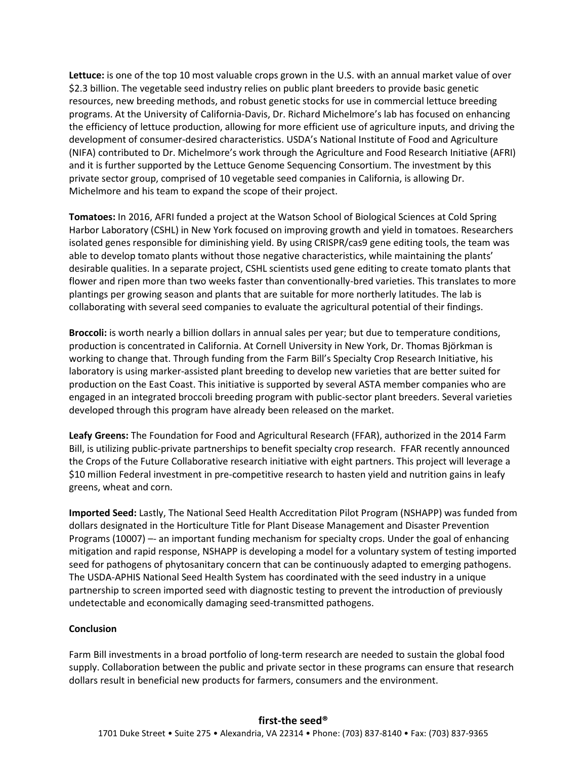**Lettuce:** is one of the top 10 most valuable crops grown in the U.S. with an annual market value of over $2.3 billion. The vegetable seed industry relies on public plant breeders to provide basic genetic resources, new breeding methods, and robust genetic stocks for use in commercial lettuce breeding programs. At the University of California-Davis, Dr. Richard Michelmore's lab has focused on enhancing the efficiency of lettuce production, allowing for more efficient use of agriculture inputs, and driving the development of consumer-desired characteristics. USDA's National Institute of Food and Agriculture (NIFA) contributed to Dr. Michelmore's work through the Agriculture and Food Research Initiative (AFRI) and it is further supported by the Lettuce Genome Sequencing Consortium. The investment by this private sector group, comprised of 10 vegetable seed companies in California, is allowing Dr. Michelmore and his team to expand the scope of their project.

**Tomatoes:** In 2016, AFRI funded a project at the Watson School of Biological Sciences at Cold Spring Harbor Laboratory (CSHL) in New York focused on improving growth and yield in tomatoes. Researchers isolated genes responsible for diminishing yield. By using CRISPR/cas9 gene editing tools, the team was able to develop tomato plants without those negative characteristics, while maintaining the plants' desirable qualities. In a separate project, CSHL scientists used gene editing to create tomato plants that flower and ripen more than two weeks faster than conventionally-bred varieties. This translates to more plantings per growing season and plants that are suitable for more northerly latitudes. The lab is collaborating with several seed companies to evaluate the agricultural potential of their findings.

**Broccoli:** is worth nearly a billion dollars in annual sales per year; but due to temperature conditions, production is concentrated in California. At Cornell University in New York, Dr. Thomas Björkman is working to change that. Through funding from the Farm Bill's Specialty Crop Research Initiative, his laboratory is using marker-assisted plant breeding to develop new varieties that are better suited for production on the East Coast. This initiative is supported by several ASTA member companies who are engaged in an integrated broccoli breeding program with public-sector plant breeders. Several varieties developed through this program have already been released on the market.

**Leafy Greens:** The Foundation for Food and Agricultural Research (FFAR), authorized in the 2014 Farm Bill, is utilizing public-private partnerships to benefit specialty crop research. FFAR recently announced the Crops of the Future Collaborative research initiative with eight partners. This project will leverage a $10 million Federal investment in pre-competitive research to hasten yield and nutrition gains in leafy greens, wheat and corn.

**Imported Seed:** Lastly, The National Seed Health Accreditation Pilot Program (NSHAPP) was funded from dollars designated in the Horticulture Title for Plant Disease Management and Disaster Prevention Programs (10007) –- an important funding mechanism for specialty crops. Under the goal of enhancing mitigation and rapid response, NSHAPP is developing a model for a voluntary system of testing imported seed for pathogens of phytosanitary concern that can be continuously adapted to emerging pathogens. The USDA-APHIS National Seed Health System has coordinated with the seed industry in a unique partnership to screen imported seed with diagnostic testing to prevent the introduction of previously undetectable and economically damaging seed-transmitted pathogens.

**Conclusion**

Farm Bill investments in a broad portfolio of long-term research are needed to sustain the global food supply. Collaboration between the public and private sector in these programs can ensure that research dollars result in beneficial new products for farmers, consumers and the environment.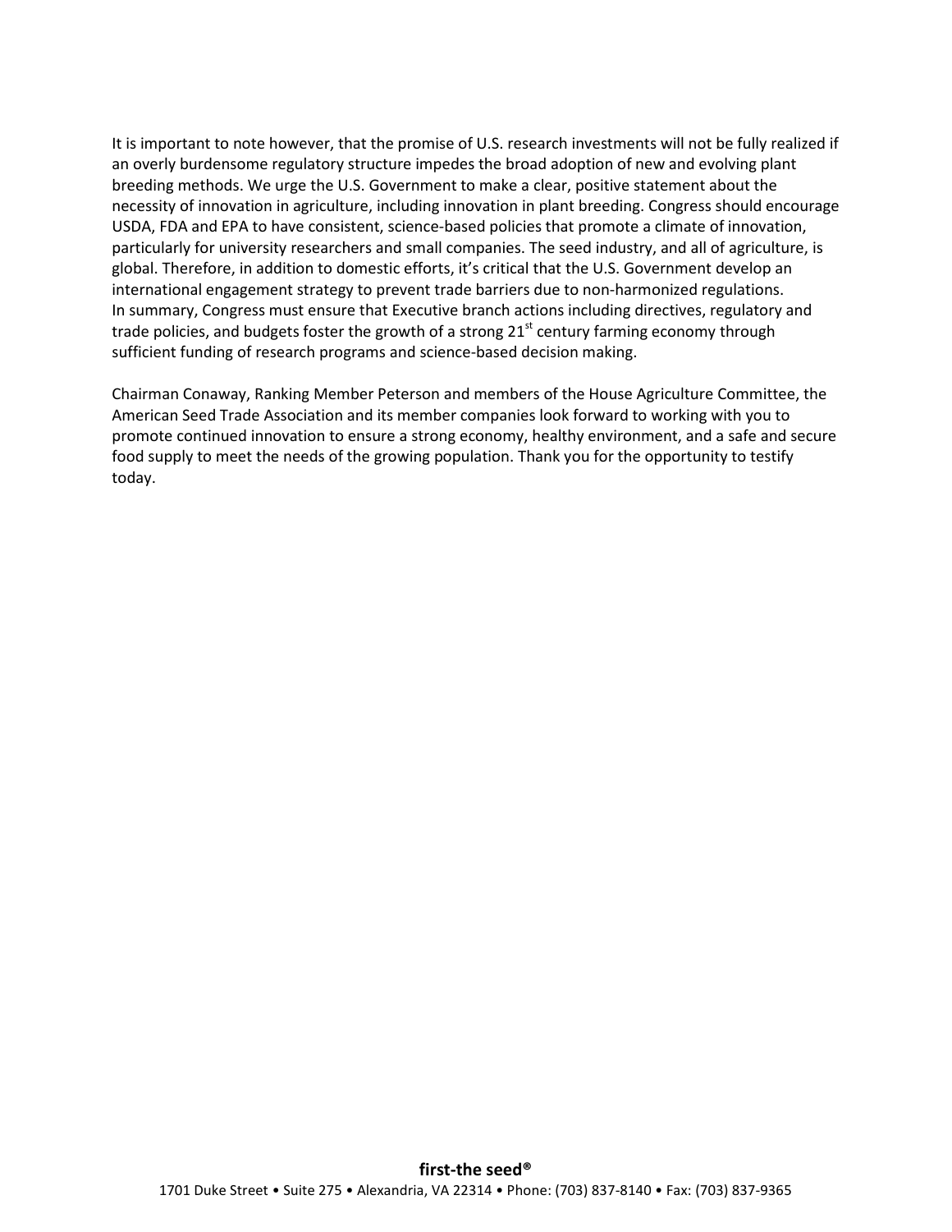It is important to note however, that the promise of U.S. research investments will not be fully realized if an overly burdensome regulatory structure impedes the broad adoption of new and evolving plant breeding methods. We urge the U.S. Government to make a clear, positive statement about the necessity of innovation in agriculture, including innovation in plant breeding. Congress should encourage USDA, FDA and EPA to have consistent, science-based policies that promote a climate of innovation, particularly for university researchers and small companies. The seed industry, and all of agriculture, is global. Therefore, in addition to domestic efforts, it's critical that the U.S. Government develop an international engagement strategy to prevent trade barriers due to non-harmonized regulations.

In summary, Congress must ensure that Executive branch actions including directives, regulatory and trade policies, and budgets foster the growth of a strong 21st century farming economy through sufficient funding of research programs and science-based decision making.

Chairman Conaway, Ranking Member Peterson and members of the House Agriculture Committee, the American Seed Trade Association and its member companies look forward to working with you to promote continued innovation to ensure a strong economy, healthy environment, and a safe and secure food supply to meet the needs of the growing population. Thank you for the opportunity to testify today.